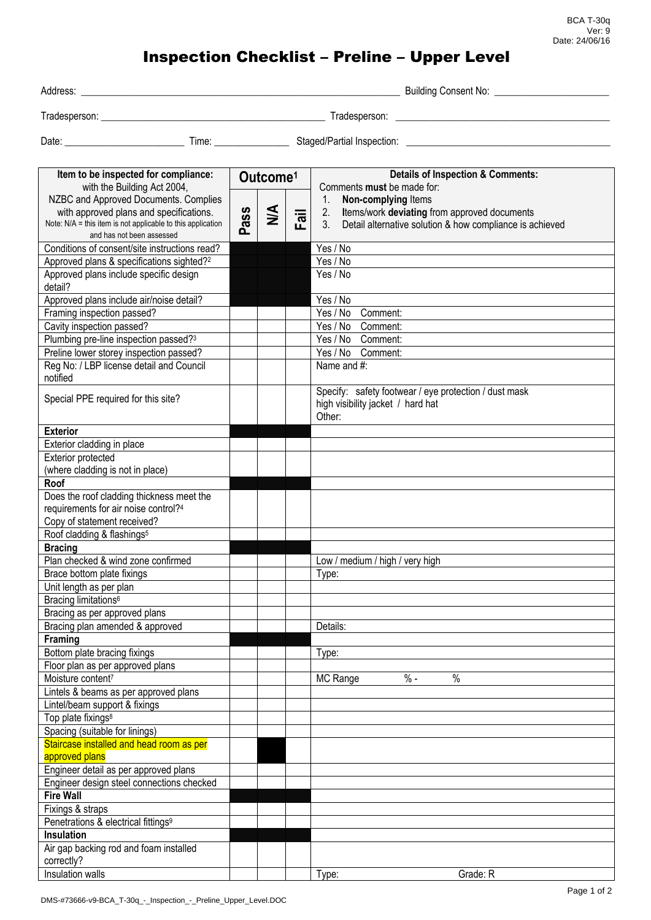BCA T-30q
Ver: 9
Date: 24/06/16

# Inspection Checklist – Preline – Upper Level

Address: ______________________________ Building Consent No: ____________________

Tradesperson: ______________________________ Tradesperson: ______________________________

Date: ____________________ Time: ______________ Staged/Partial Inspection: ______________________________

| **Item to be inspected for compliance:** with the Building Act 2004, NZBC and Approved Documents. Complies with approved plans and specifications. Note: N/A = this item is not applicable to this application and has not been assessed | **Outcome**[1] | | | **Details of Inspection & Comments:** Comments **must** be made for: 1. **Non-complying** Items 2. Items/work **deviating** from approved documents 3. Detail alternative solution & how compliance is achieved |
|---|---|---|---|---|
| | **Pass** | **N/A** | **Fail** | |
| Conditions of consent/site instructions read? | | | | Yes / No |
| Approved plans & specifications sighted?[2] | | | | Yes / No |
| Approved plans include specific design detail? | | | | Yes / No |
| Approved plans include air/noise detail? | | | | Yes / No |
| Framing inspection passed? | | | | Yes / No Comment: |
| Cavity inspection passed? | | | | Yes / No Comment: |
| Plumbing pre-line inspection passed?[3] | | | | Yes / No Comment: |
| Preline lower storey inspection passed? | | | | Yes / No Comment: |
| Reg No: / LBP license detail and Council notified | | | | Name and #: |
| Special PPE required for this site? | | | | Specify: safety footwear / eye protection / dust mask high visibility jacket / hard hat Other: |
| **Exterior** | | | | |
| Exterior cladding in place | | | | |
| Exterior protected (where cladding is not in place) | | | | |
| **Roof** | | | | |
| Does the roof cladding thickness meet the requirements for air noise control?[4] Copy of statement received? | | | | |
| Roof cladding & flashings[5] | | | | |
| **Bracing** | | | | |
| Plan checked & wind zone confirmed | | | | Low / medium / high / very high |
| Brace bottom plate fixings | | | | Type: |
| Unit length as per plan | | | | |
| Bracing limitations[6] | | | | |
| Bracing as per approved plans | | | | |
| Bracing plan amended & approved | | | | Details: |
| **Framing** | | | | |
| Bottom plate bracing fixings | | | | Type: |
| Floor plan as per approved plans | | | | |
| Moisture content[7] | | | | MC Range % - % |
| Lintels & beams as per approved plans | | | | |
| Lintel/beam support & fixings | | | | |
| Top plate fixings[8] | | | | |
| Spacing (suitable for linings) | | | | |
| Staircase installed and head room as per approved plans | | | | |
| Engineer detail as per approved plans | | | | |
| Engineer design steel connections checked | | | | |
| **Fire Wall** | | | | |
| Fixings & straps | | | | |
| Penetrations & electrical fittings[9] | | | | |
| **Insulation** | | | | |
| Air gap backing rod and foam installed correctly? | | | | |
| Insulation walls | | | | Type: Grade: R |

DMS-#73666-v9-BCA_T-30q_-_Inspection_-_Preline_Upper_Level.DOC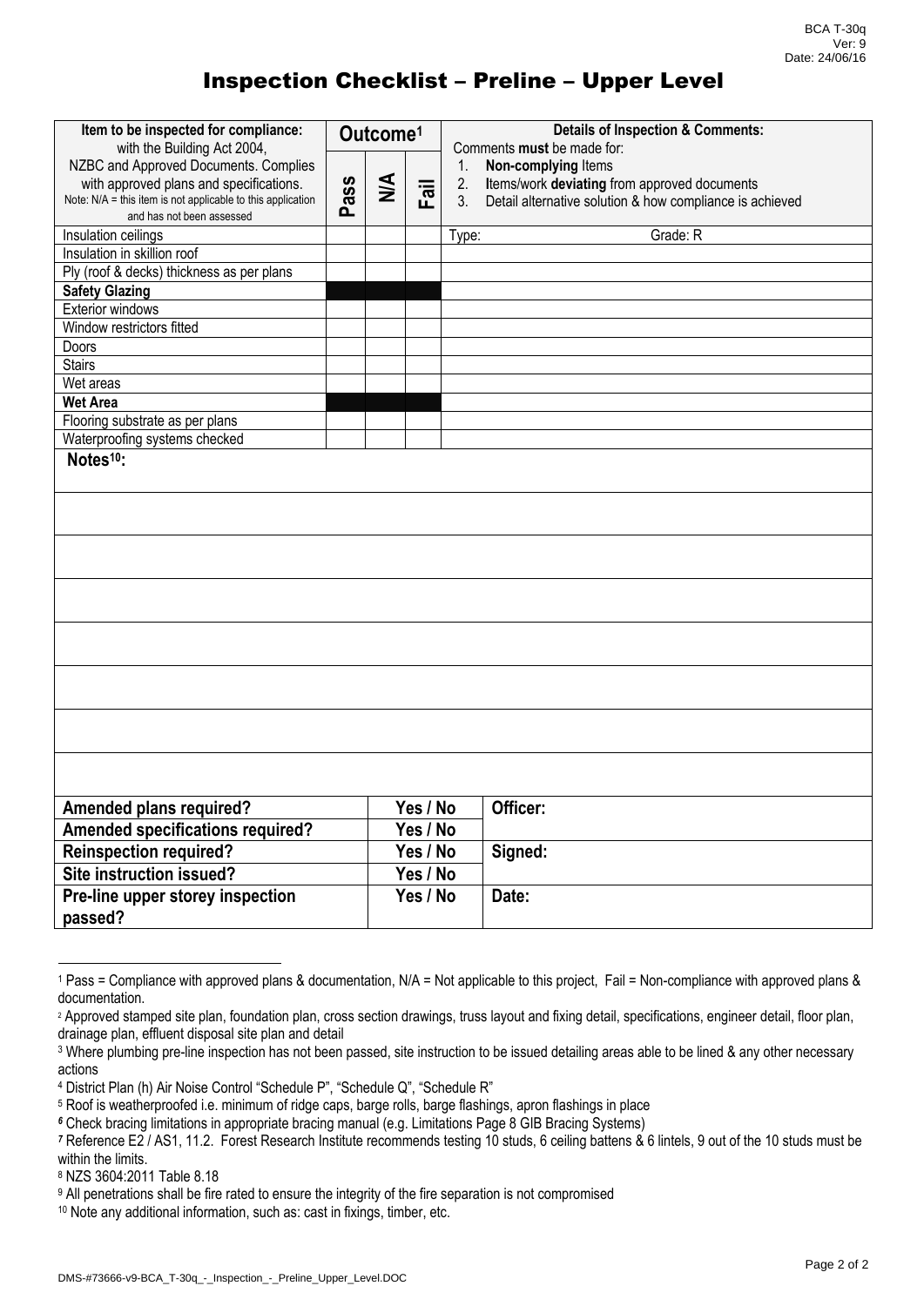# Inspection Checklist – Preline – Upper Level

| Item to be inspected for compliance: with the Building Act 2004, NZBC and Approved Documents. Complies with approved plans and specifications. Note: N/A = this item is not applicable to this application and has not been assessed | Outcome[1] | | | Details of Inspection & Comments: Comments **must** be made for: 1. **Non-complying** Items 2. Items/work **deviating** from approved documents 3. Detail alternative solution & how compliance is achieved |
|---|---|---|---|---|
| | Pass | N/A | Fail | |
| Insulation ceilings | | | | Type: Grade: R |
| Insulation in skillion roof | | | | |
| Ply (roof & decks) thickness as per plans | | | | |
| **Safety Glazing** | | | | |
| Exterior windows | | | | |
| Window restrictors fitted | | | | |
| Doors | | | | |
| Stairs | | | | |
| Wet areas | | | | |
| **Wet Area** | | | | |
| Flooring substrate as per plans | | | | |
| Waterproofing systems checked | | | | |

**Notes[10]:**

| | | |
|---|---|---|
| **Amended plans required?** | Yes / No | **Officer:** |
| **Amended specifications required?** | Yes / No | |
| **Reinspection required?** | Yes / No | **Signed:** |
| **Site instruction issued?** | Yes / No | |
| **Pre-line upper storey inspection passed?** | Yes / No | **Date:** |

[1] Pass = Compliance with approved plans & documentation, N/A = Not applicable to this project, Fail = Non-compliance with approved plans & documentation.

[2] Approved stamped site plan, foundation plan, cross section drawings, truss layout and fixing detail, specifications, engineer detail, floor plan, drainage plan, effluent disposal site plan and detail

[3] Where plumbing pre-line inspection has not been passed, site instruction to be issued detailing areas able to be lined & any other necessary actions

[4] District Plan (h) Air Noise Control "Schedule P", "Schedule Q", "Schedule R"

[5] Roof is weatherproofed i.e. minimum of ridge caps, barge rolls, barge flashings, apron flashings in place

[6] Check bracing limitations in appropriate bracing manual (e.g. Limitations Page 8 GIB Bracing Systems)

[7] Reference E2 / AS1, 11.2. Forest Research Institute recommends testing 10 studs, 6 ceiling battens & 6 lintels, 9 out of the 10 studs must be within the limits.

[8] NZS 3604:2011 Table 8.18

[9] All penetrations shall be fire rated to ensure the integrity of the fire separation is not compromised

[10] Note any additional information, such as: cast in fixings, timber, etc.